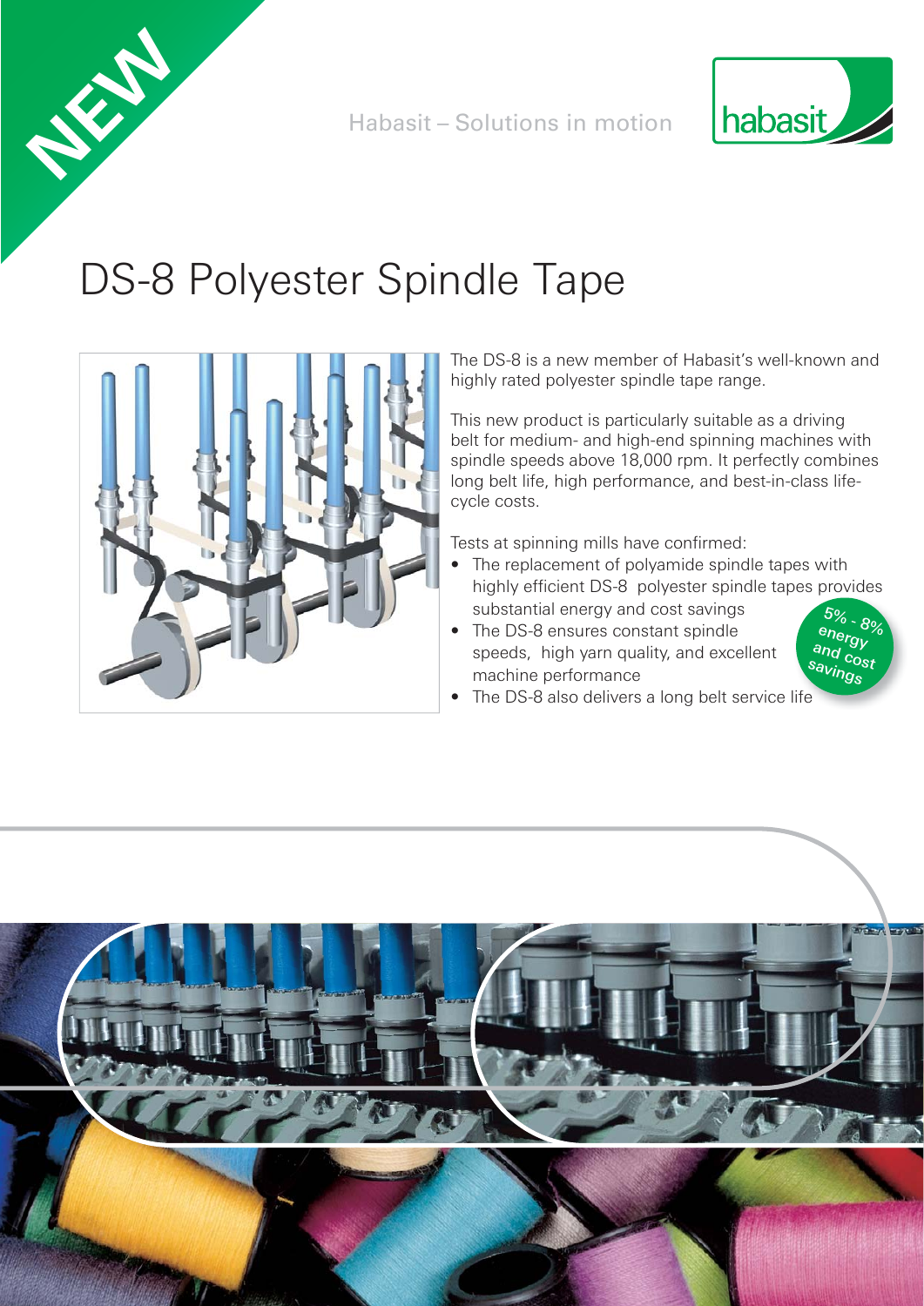NEW

Habasit – Solutions in motion

# DS-8 Polyester Spindle Tape

The DS-8 is a new member of Habasit's well-known and highly rated polyester spindle tape range.

This new product is particularly suitable as a driving belt for medium- and high-end spinning machines with spindle speeds above 18,000 rpm. It perfectly combines long belt life, high performance, and best-in-class life-cycle costs.

Tests at spinning mills have confirmed:

- The replacement of polyamide spindle tapes with highly efficient DS-8 polyester spindle tapes provides substantial energy and cost savings
- The DS-8 ensures constant spindle speeds, high yarn quality, and excellent machine performance
- The DS-8 also delivers a long belt service life

5% - 8% energy and cost savings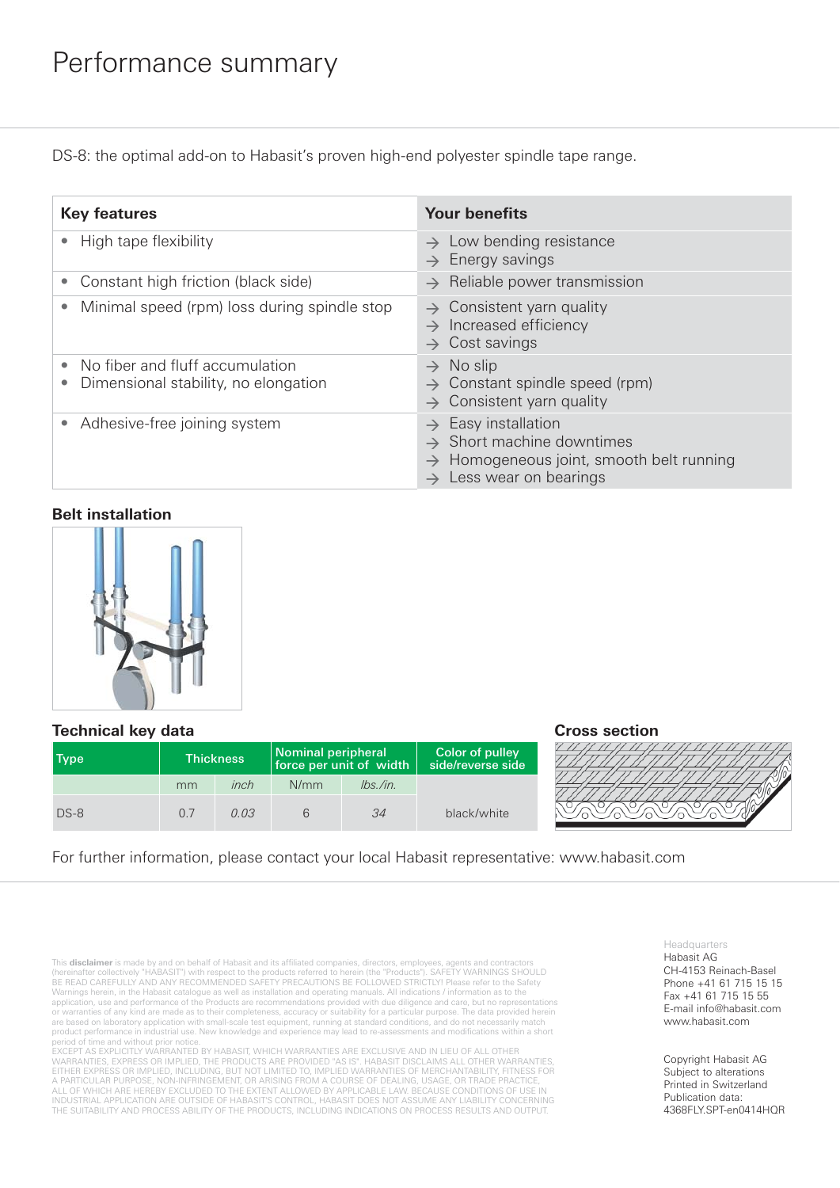# Performance summary

DS-8: the optimal add-on to Habasit's proven high-end polyester spindle tape range.

| Key features | Your benefits |
|---|---|
| • High tape flexibility | → Low bending resistance<br>→ Energy savings |
| • Constant high friction (black side) | → Reliable power transmission |
| • Minimal speed (rpm) loss during spindle stop | → Consistent yarn quality<br>→ Increased efficiency<br>→ Cost savings |
| • No fiber and fluff accumulation<br>• Dimensional stability, no elongation | → No slip<br>→ Constant spindle speed (rpm)<br>→ Consistent yarn quality |
| • Adhesive-free joining system | → Easy installation<br>→ Short machine downtimes<br>→ Homogeneous joint, smooth belt running<br>→ Less wear on bearings |

## Belt installation

## Technical key data

| Type | Thickness | | Nominal peripheral force per unit of width | | Color of pulley side/reverse side |
|---|---|---|---|---|---|
| | mm | *inch* | N/mm | *lbs./in.* | |
| DS-8 | 0.7 | *0.03* | 6 | *34* | black/white |

## Cross section

For further information, please contact your local Habasit representative: www.habasit.com

This **disclaimer** is made by and on behalf of Habasit and its affiliated companies, directors, employees, agents and contractors (hereinafter collectively "HABASIT") with respect to the products referred to herein (the "Products"). SAFETY WARNINGS SHOULD BE READ CAREFULLY AND ANY RECOMMENDED SAFETY PRECAUTIONS BE FOLLOWED STRICTLY! Please refer to the Safety Warnings herein, in the Habasit catalogue as well as installation and operating manuals. All indications / information as to the application, use and performance of the Products are recommendations provided with due diligence and care, but no representations or warranties of any kind are made as to their completeness, accuracy or suitability for a particular purpose. The data provided herein are based on laboratory application with small-scale test equipment, running at standard conditions, and do not necessarily match product performance in industrial use. New knowledge and experience may lead to re-assessments and modifications within a short period of time and without prior notice.
EXCEPT AS EXPLICITLY WARRANTED BY HABASIT, WHICH WARRANTIES ARE EXCLUSIVE AND IN LIEU OF ALL OTHER WARRANTIES, EXPRESS OR IMPLIED, THE PRODUCTS ARE PROVIDED "AS IS". HABASIT DISCLAIMS ALL OTHER WARRANTIES, EITHER EXPRESS OR IMPLIED, INCLUDING, BUT NOT LIMITED TO, IMPLIED WARRANTIES OF MERCHANTABILITY, FITNESS FOR A PARTICULAR PURPOSE, NON-INFRINGEMENT, OR ARISING FROM A COURSE OF DEALING, USAGE, OR TRADE PRACTICE. ALL OF WHICH ARE HEREBY EXCLUDED TO THE EXTENT ALLOWED BY APPLICABLE LAW. BECAUSE CONDITIONS OF USE IN INDUSTRIAL APPLICATION ARE OUTSIDE OF HABASIT'S CONTROL, HABASIT DOES NOT ASSUME ANY LIABILITY CONCERNING THE SUITABILITY AND PROCESS ABILITY OF THE PRODUCTS, INCLUDING INDICATIONS ON PROCESS RESULTS AND OUTPUT.

Headquarters
Habasit AG
CH-4153 Reinach-Basel
Phone +41 61 715 15 15
Fax +41 61 715 15 55
E-mail info@habasit.com
www.habasit.com

Copyright Habasit AG
Subject to alterations
Printed in Switzerland
Publication data:
4368FLY.SPT-en0414HQR